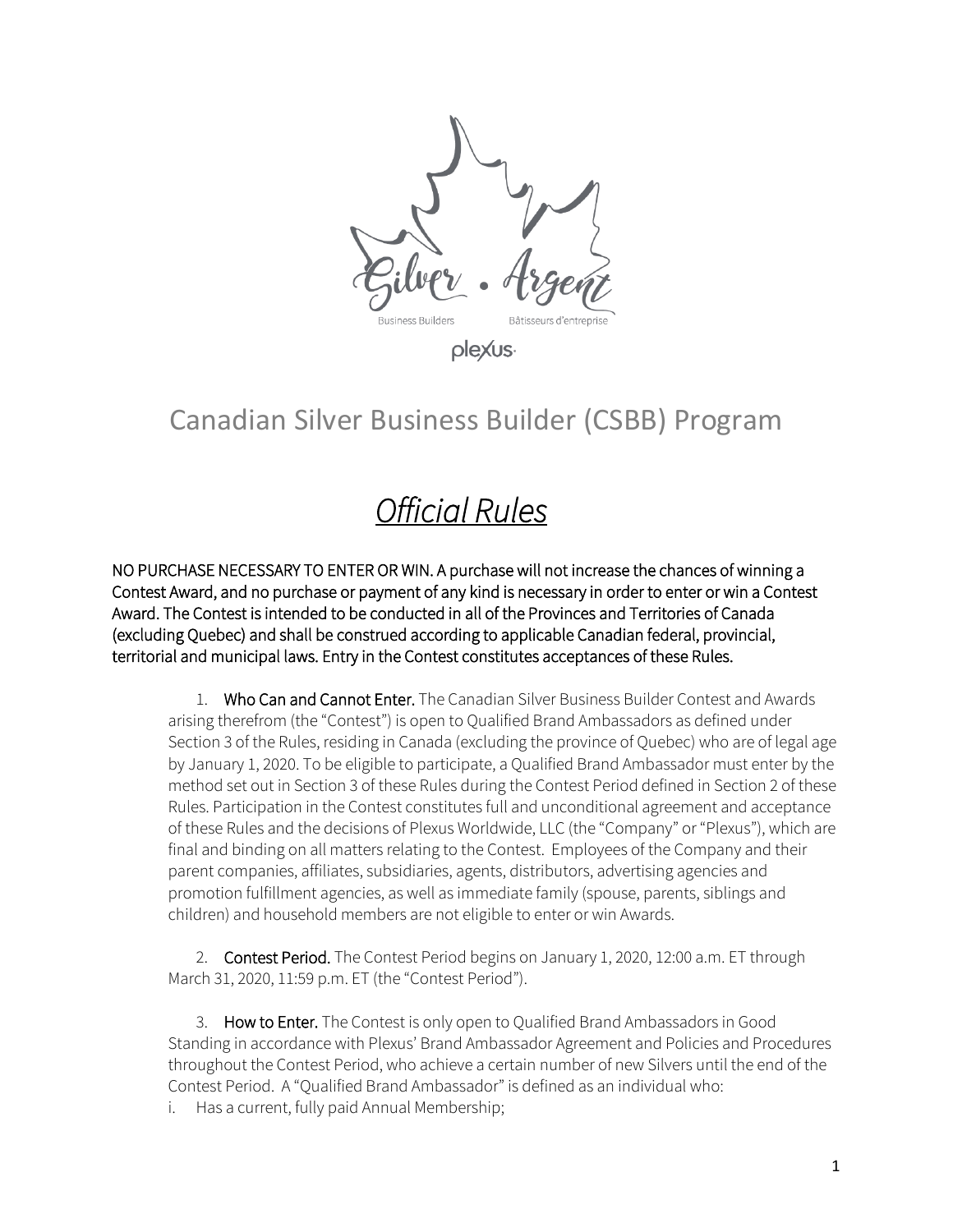# Canadian Silver Business Builder (CSBB) Program

## *Official Rules*

NO PURCHASE NECESSARY TO ENTER OR WIN. A purchase will not increase the chances of winning a Contest Award, and no purchase or payment of any kind is necessary in order to enter or win a Contest Award. The Contest is intended to be conducted in all of the Provinces and Territories of Canada (excluding Quebec) and shall be construed according to applicable Canadian federal, provincial, territorial and municipal laws. Entry in the Contest constitutes acceptances of these Rules.

1. **Who Can and Cannot Enter.** The Canadian Silver Business Builder Contest and Awards arising therefrom (the "Contest") is open to Qualified Brand Ambassadors as defined under Section 3 of the Rules, residing in Canada (excluding the province of Quebec) who are of legal age by January 1, 2020. To be eligible to participate, a Qualified Brand Ambassador must enter by the method set out in Section 3 of these Rules during the Contest Period defined in Section 2 of these Rules. Participation in the Contest constitutes full and unconditional agreement and acceptance of these Rules and the decisions of Plexus Worldwide, LLC (the "Company" or "Plexus"), which are final and binding on all matters relating to the Contest. Employees of the Company and their parent companies, affiliates, subsidiaries, agents, distributors, advertising agencies and promotion fulfillment agencies, as well as immediate family (spouse, parents, siblings and children) and household members are not eligible to enter or win Awards.

2. **Contest Period.** The Contest Period begins on January 1, 2020, 12:00 a.m. ET through March 31, 2020, 11:59 p.m. ET (the "Contest Period").

3. **How to Enter.** The Contest is only open to Qualified Brand Ambassadors in Good Standing in accordance with Plexus' Brand Ambassador Agreement and Policies and Procedures throughout the Contest Period, who achieve a certain number of new Silvers until the end of the Contest Period. A "Qualified Brand Ambassador" is defined as an individual who:

i. Has a current, fully paid Annual Membership;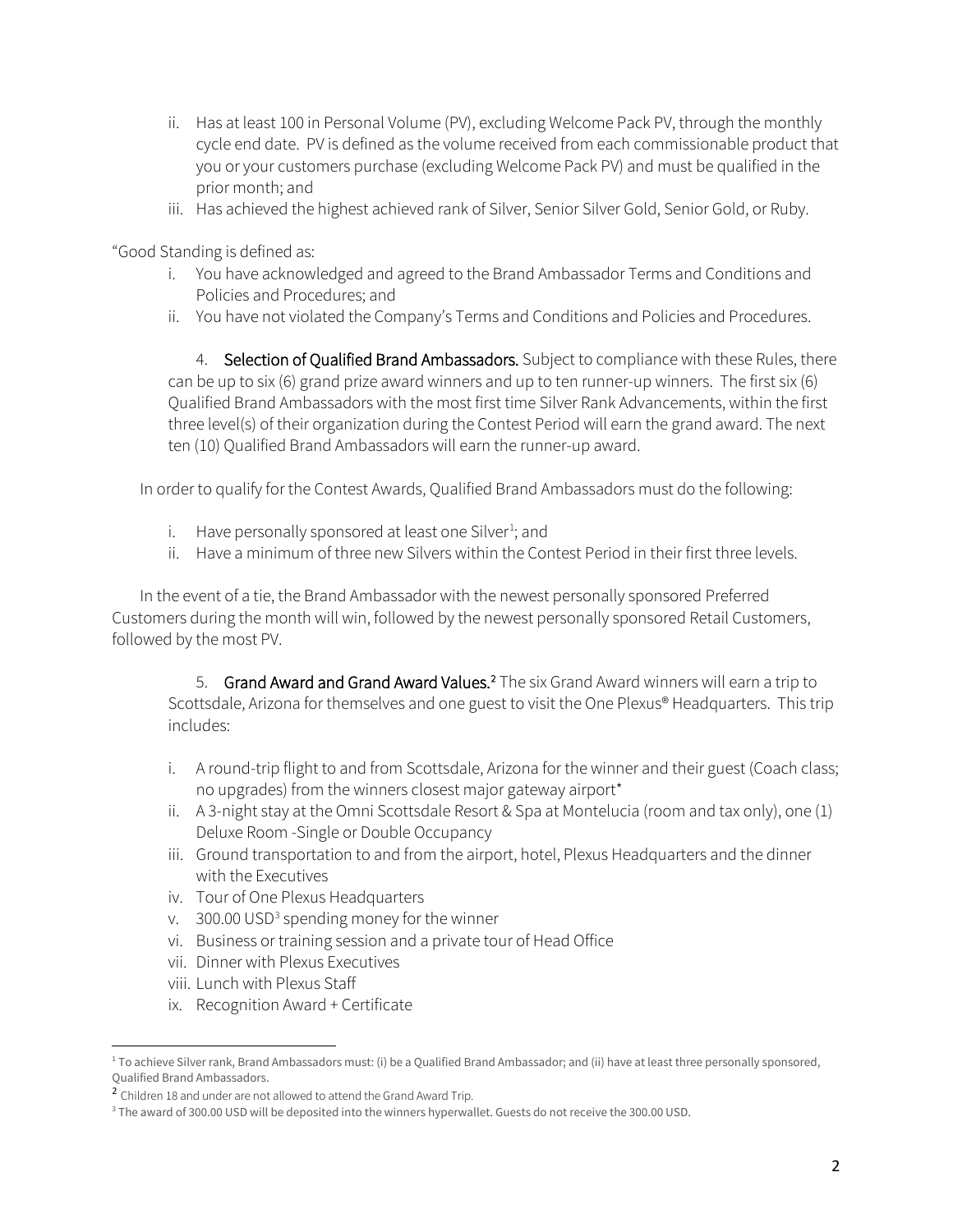ii. Has at least 100 in Personal Volume (PV), excluding Welcome Pack PV, through the monthly cycle end date. PV is defined as the volume received from each commissionable product that you or your customers purchase (excluding Welcome Pack PV) and must be qualified in the prior month; and
iii. Has achieved the highest achieved rank of Silver, Senior Silver Gold, Senior Gold, or Ruby.

"Good Standing is defined as:

i. You have acknowledged and agreed to the Brand Ambassador Terms and Conditions and Policies and Procedures; and
ii. You have not violated the Company's Terms and Conditions and Policies and Procedures.

4. **Selection of Qualified Brand Ambassadors.** Subject to compliance with these Rules, there can be up to six (6) grand prize award winners and up to ten runner-up winners. The first six (6) Qualified Brand Ambassadors with the most first time Silver Rank Advancements, within the first three level(s) of their organization during the Contest Period will earn the grand award. The next ten (10) Qualified Brand Ambassadors will earn the runner-up award.

In order to qualify for the Contest Awards, Qualified Brand Ambassadors must do the following:

i. Have personally sponsored at least one Silver[1]; and
ii. Have a minimum of three new Silvers within the Contest Period in their first three levels.

In the event of a tie, the Brand Ambassador with the newest personally sponsored Preferred Customers during the month will win, followed by the newest personally sponsored Retail Customers, followed by the most PV.

5. **Grand Award and Grand Award Values.**[2] The six Grand Award winners will earn a trip to Scottsdale, Arizona for themselves and one guest to visit the One Plexus® Headquarters. This trip includes:

i. A round-trip flight to and from Scottsdale, Arizona for the winner and their guest (Coach class; no upgrades) from the winners closest major gateway airport*
ii. A 3-night stay at the Omni Scottsdale Resort & Spa at Montelucia (room and tax only), one (1) Deluxe Room -Single or Double Occupancy
iii. Ground transportation to and from the airport, hotel, Plexus Headquarters and the dinner with the Executives
iv. Tour of One Plexus Headquarters
v. 300.00 USD[3] spending money for the winner
vi. Business or training session and a private tour of Head Office
vii. Dinner with Plexus Executives
viii. Lunch with Plexus Staff
ix. Recognition Award + Certificate

---

[1] To achieve Silver rank, Brand Ambassadors must: (i) be a Qualified Brand Ambassador; and (ii) have at least three personally sponsored, Qualified Brand Ambassadors.

[2] Children 18 and under are not allowed to attend the Grand Award Trip.

[3] The award of 300.00 USD will be deposited into the winners hyperwallet. Guests do not receive the 300.00 USD.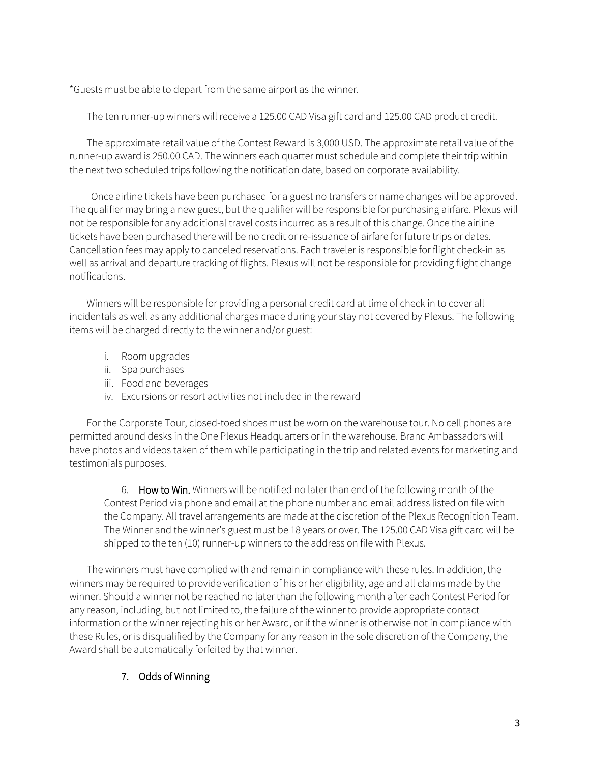*Guests must be able to depart from the same airport as the winner.

The ten runner-up winners will receive a 125.00 CAD Visa gift card and 125.00 CAD product credit.

The approximate retail value of the Contest Reward is 3,000 USD. The approximate retail value of the runner-up award is 250.00 CAD. The winners each quarter must schedule and complete their trip within the next two scheduled trips following the notification date, based on corporate availability.

Once airline tickets have been purchased for a guest no transfers or name changes will be approved. The qualifier may bring a new guest, but the qualifier will be responsible for purchasing airfare. Plexus will not be responsible for any additional travel costs incurred as a result of this change. Once the airline tickets have been purchased there will be no credit or re-issuance of airfare for future trips or dates. Cancellation fees may apply to canceled reservations. Each traveler is responsible for flight check-in as well as arrival and departure tracking of flights. Plexus will not be responsible for providing flight change notifications.

Winners will be responsible for providing a personal credit card at time of check in to cover all incidentals as well as any additional charges made during your stay not covered by Plexus. The following items will be charged directly to the winner and/or guest:

i. Room upgrades
ii. Spa purchases
iii. Food and beverages
iv. Excursions or resort activities not included in the reward

For the Corporate Tour, closed-toed shoes must be worn on the warehouse tour. No cell phones are permitted around desks in the One Plexus Headquarters or in the warehouse. Brand Ambassadors will have photos and videos taken of them while participating in the trip and related events for marketing and testimonials purposes.

6. **How to Win.** Winners will be notified no later than end of the following month of the Contest Period via phone and email at the phone number and email address listed on file with the Company. All travel arrangements are made at the discretion of the Plexus Recognition Team. The Winner and the winner's guest must be 18 years or over. The 125.00 CAD Visa gift card will be shipped to the ten (10) runner-up winners to the address on file with Plexus.

The winners must have complied with and remain in compliance with these rules. In addition, the winners may be required to provide verification of his or her eligibility, age and all claims made by the winner. Should a winner not be reached no later than the following month after each Contest Period for any reason, including, but not limited to, the failure of the winner to provide appropriate contact information or the winner rejecting his or her Award, or if the winner is otherwise not in compliance with these Rules, or is disqualified by the Company for any reason in the sole discretion of the Company, the Award shall be automatically forfeited by that winner.

7. Odds of Winning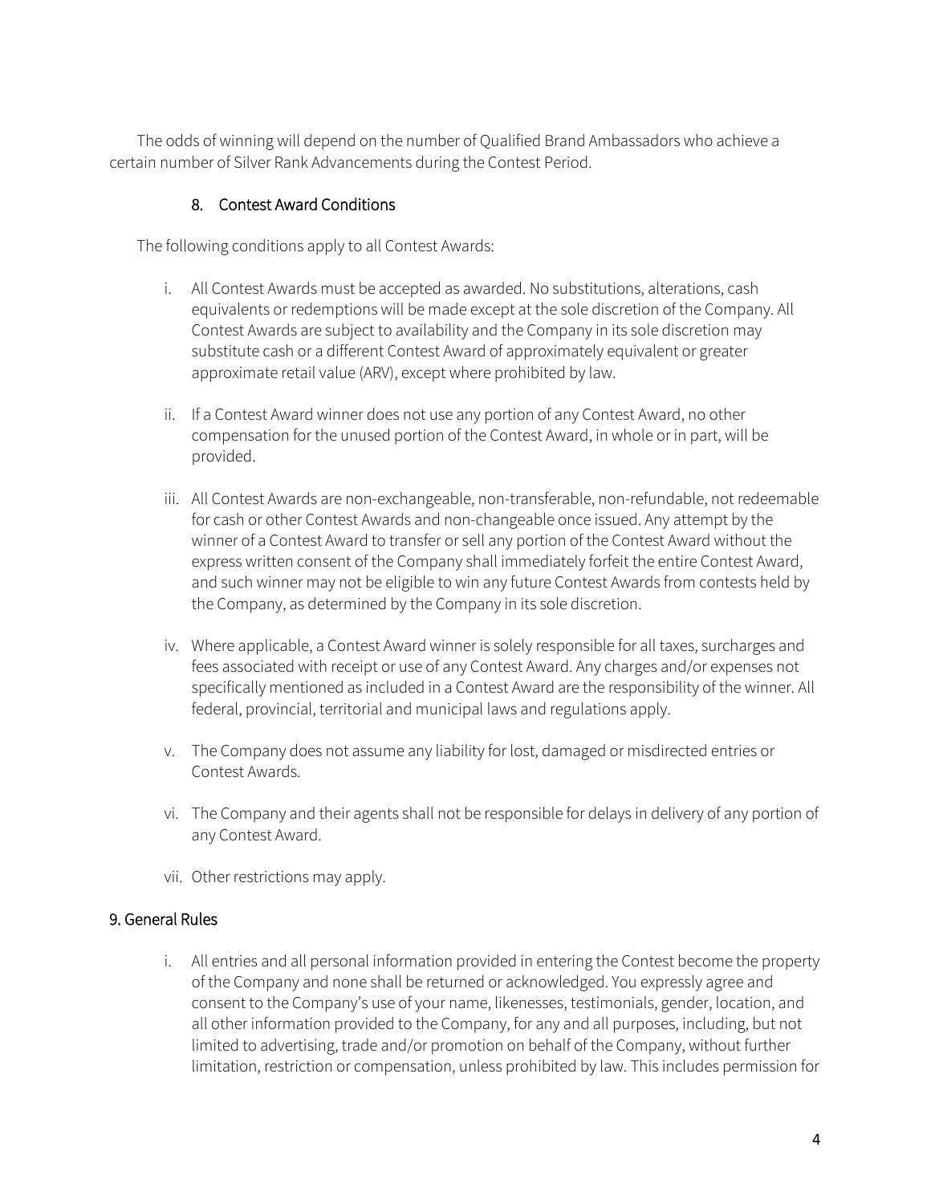The odds of winning will depend on the number of Qualified Brand Ambassadors who achieve a certain number of Silver Rank Advancements during the Contest Period.

### 8. Contest Award Conditions

The following conditions apply to all Contest Awards:

i. All Contest Awards must be accepted as awarded. No substitutions, alterations, cash equivalents or redemptions will be made except at the sole discretion of the Company. All Contest Awards are subject to availability and the Company in its sole discretion may substitute cash or a different Contest Award of approximately equivalent or greater approximate retail value (ARV), except where prohibited by law.

ii. If a Contest Award winner does not use any portion of any Contest Award, no other compensation for the unused portion of the Contest Award, in whole or in part, will be provided.

iii. All Contest Awards are non-exchangeable, non-transferable, non-refundable, not redeemable for cash or other Contest Awards and non-changeable once issued. Any attempt by the winner of a Contest Award to transfer or sell any portion of the Contest Award without the express written consent of the Company shall immediately forfeit the entire Contest Award, and such winner may not be eligible to win any future Contest Awards from contests held by the Company, as determined by the Company in its sole discretion.

iv. Where applicable, a Contest Award winner is solely responsible for all taxes, surcharges and fees associated with receipt or use of any Contest Award. Any charges and/or expenses not specifically mentioned as included in a Contest Award are the responsibility of the winner. All federal, provincial, territorial and municipal laws and regulations apply.

v. The Company does not assume any liability for lost, damaged or misdirected entries or Contest Awards.

vi. The Company and their agents shall not be responsible for delays in delivery of any portion of any Contest Award.

vii. Other restrictions may apply.

## 9. General Rules

i. All entries and all personal information provided in entering the Contest become the property of the Company and none shall be returned or acknowledged. You expressly agree and consent to the Company's use of your name, likenesses, testimonials, gender, location, and all other information provided to the Company, for any and all purposes, including, but not limited to advertising, trade and/or promotion on behalf of the Company, without further limitation, restriction or compensation, unless prohibited by law. This includes permission for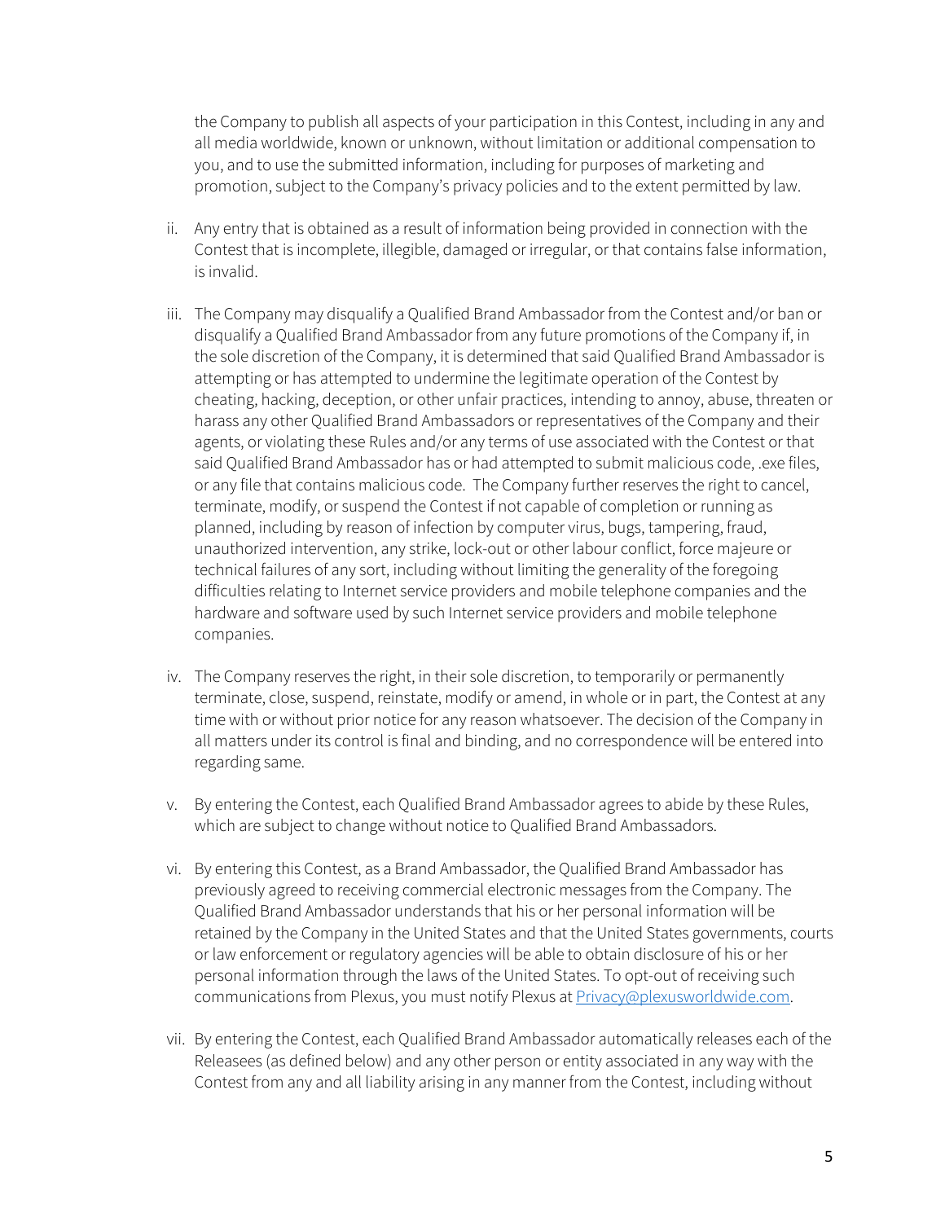the Company to publish all aspects of your participation in this Contest, including in any and all media worldwide, known or unknown, without limitation or additional compensation to you, and to use the submitted information, including for purposes of marketing and promotion, subject to the Company's privacy policies and to the extent permitted by law.

ii. Any entry that is obtained as a result of information being provided in connection with the Contest that is incomplete, illegible, damaged or irregular, or that contains false information, is invalid.

iii. The Company may disqualify a Qualified Brand Ambassador from the Contest and/or ban or disqualify a Qualified Brand Ambassador from any future promotions of the Company if, in the sole discretion of the Company, it is determined that said Qualified Brand Ambassador is attempting or has attempted to undermine the legitimate operation of the Contest by cheating, hacking, deception, or other unfair practices, intending to annoy, abuse, threaten or harass any other Qualified Brand Ambassadors or representatives of the Company and their agents, or violating these Rules and/or any terms of use associated with the Contest or that said Qualified Brand Ambassador has or had attempted to submit malicious code, .exe files, or any file that contains malicious code. The Company further reserves the right to cancel, terminate, modify, or suspend the Contest if not capable of completion or running as planned, including by reason of infection by computer virus, bugs, tampering, fraud, unauthorized intervention, any strike, lock-out or other labour conflict, force majeure or technical failures of any sort, including without limiting the generality of the foregoing difficulties relating to Internet service providers and mobile telephone companies and the hardware and software used by such Internet service providers and mobile telephone companies.

iv. The Company reserves the right, in their sole discretion, to temporarily or permanently terminate, close, suspend, reinstate, modify or amend, in whole or in part, the Contest at any time with or without prior notice for any reason whatsoever. The decision of the Company in all matters under its control is final and binding, and no correspondence will be entered into regarding same.

v. By entering the Contest, each Qualified Brand Ambassador agrees to abide by these Rules, which are subject to change without notice to Qualified Brand Ambassadors.

vi. By entering this Contest, as a Brand Ambassador, the Qualified Brand Ambassador has previously agreed to receiving commercial electronic messages from the Company. The Qualified Brand Ambassador understands that his or her personal information will be retained by the Company in the United States and that the United States governments, courts or law enforcement or regulatory agencies will be able to obtain disclosure of his or her personal information through the laws of the United States. To opt-out of receiving such communications from Plexus, you must notify Plexus at Privacy@plexusworldwide.com.

vii. By entering the Contest, each Qualified Brand Ambassador automatically releases each of the Releasees (as defined below) and any other person or entity associated in any way with the Contest from any and all liability arising in any manner from the Contest, including without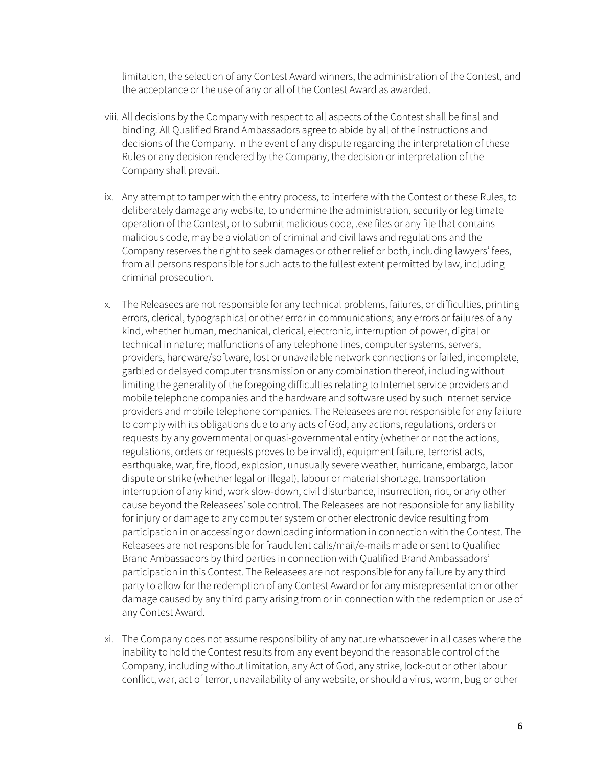limitation, the selection of any Contest Award winners, the administration of the Contest, and the acceptance or the use of any or all of the Contest Award as awarded.

viii. All decisions by the Company with respect to all aspects of the Contest shall be final and binding. All Qualified Brand Ambassadors agree to abide by all of the instructions and decisions of the Company. In the event of any dispute regarding the interpretation of these Rules or any decision rendered by the Company, the decision or interpretation of the Company shall prevail.

ix. Any attempt to tamper with the entry process, to interfere with the Contest or these Rules, to deliberately damage any website, to undermine the administration, security or legitimate operation of the Contest, or to submit malicious code, .exe files or any file that contains malicious code, may be a violation of criminal and civil laws and regulations and the Company reserves the right to seek damages or other relief or both, including lawyers' fees, from all persons responsible for such acts to the fullest extent permitted by law, including criminal prosecution.

x. The Releasees are not responsible for any technical problems, failures, or difficulties, printing errors, clerical, typographical or other error in communications; any errors or failures of any kind, whether human, mechanical, clerical, electronic, interruption of power, digital or technical in nature; malfunctions of any telephone lines, computer systems, servers, providers, hardware/software, lost or unavailable network connections or failed, incomplete, garbled or delayed computer transmission or any combination thereof, including without limiting the generality of the foregoing difficulties relating to Internet service providers and mobile telephone companies and the hardware and software used by such Internet service providers and mobile telephone companies. The Releasees are not responsible for any failure to comply with its obligations due to any acts of God, any actions, regulations, orders or requests by any governmental or quasi-governmental entity (whether or not the actions, regulations, orders or requests proves to be invalid), equipment failure, terrorist acts, earthquake, war, fire, flood, explosion, unusually severe weather, hurricane, embargo, labor dispute or strike (whether legal or illegal), labour or material shortage, transportation interruption of any kind, work slow-down, civil disturbance, insurrection, riot, or any other cause beyond the Releasees' sole control. The Releasees are not responsible for any liability for injury or damage to any computer system or other electronic device resulting from participation in or accessing or downloading information in connection with the Contest. The Releasees are not responsible for fraudulent calls/mail/e-mails made or sent to Qualified Brand Ambassadors by third parties in connection with Qualified Brand Ambassadors' participation in this Contest. The Releasees are not responsible for any failure by any third party to allow for the redemption of any Contest Award or for any misrepresentation or other damage caused by any third party arising from or in connection with the redemption or use of any Contest Award.

xi. The Company does not assume responsibility of any nature whatsoever in all cases where the inability to hold the Contest results from any event beyond the reasonable control of the Company, including without limitation, any Act of God, any strike, lock-out or other labour conflict, war, act of terror, unavailability of any website, or should a virus, worm, bug or other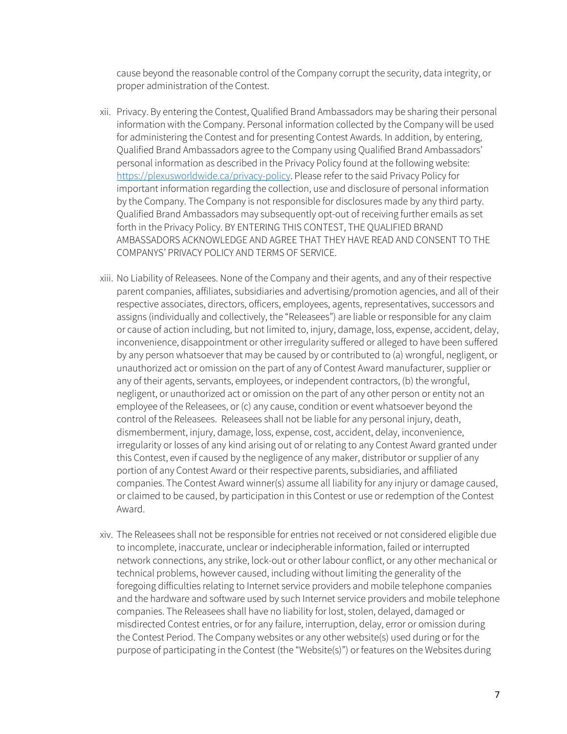cause beyond the reasonable control of the Company corrupt the security, data integrity, or proper administration of the Contest.

xii. Privacy. By entering the Contest, Qualified Brand Ambassadors may be sharing their personal information with the Company. Personal information collected by the Company will be used for administering the Contest and for presenting Contest Awards. In addition, by entering, Qualified Brand Ambassadors agree to the Company using Qualified Brand Ambassadors' personal information as described in the Privacy Policy found at the following website: [https://plexusworldwide.ca/privacy-policy](https://plexusworldwide.ca/privacy-policy). Please refer to the said Privacy Policy for important information regarding the collection, use and disclosure of personal information by the Company. The Company is not responsible for disclosures made by any third party. Qualified Brand Ambassadors may subsequently opt-out of receiving further emails as set forth in the Privacy Policy. BY ENTERING THIS CONTEST, THE QUALIFIED BRAND AMBASSADORS ACKNOWLEDGE AND AGREE THAT THEY HAVE READ AND CONSENT TO THE COMPANYS' PRIVACY POLICY AND TERMS OF SERVICE.

xiii. No Liability of Releasees. None of the Company and their agents, and any of their respective parent companies, affiliates, subsidiaries and advertising/promotion agencies, and all of their respective associates, directors, officers, employees, agents, representatives, successors and assigns (individually and collectively, the "Releasees") are liable or responsible for any claim or cause of action including, but not limited to, injury, damage, loss, expense, accident, delay, inconvenience, disappointment or other irregularity suffered or alleged to have been suffered by any person whatsoever that may be caused by or contributed to (a) wrongful, negligent, or unauthorized act or omission on the part of any of Contest Award manufacturer, supplier or any of their agents, servants, employees, or independent contractors, (b) the wrongful, negligent, or unauthorized act or omission on the part of any other person or entity not an employee of the Releasees, or (c) any cause, condition or event whatsoever beyond the control of the Releasees. Releasees shall not be liable for any personal injury, death, dismemberment, injury, damage, loss, expense, cost, accident, delay, inconvenience, irregularity or losses of any kind arising out of or relating to any Contest Award granted under this Contest, even if caused by the negligence of any maker, distributor or supplier of any portion of any Contest Award or their respective parents, subsidiaries, and affiliated companies. The Contest Award winner(s) assume all liability for any injury or damage caused, or claimed to be caused, by participation in this Contest or use or redemption of the Contest Award.

xiv. The Releasees shall not be responsible for entries not received or not considered eligible due to incomplete, inaccurate, unclear or indecipherable information, failed or interrupted network connections, any strike, lock-out or other labour conflict, or any other mechanical or technical problems, however caused, including without limiting the generality of the foregoing difficulties relating to Internet service providers and mobile telephone companies and the hardware and software used by such Internet service providers and mobile telephone companies. The Releasees shall have no liability for lost, stolen, delayed, damaged or misdirected Contest entries, or for any failure, interruption, delay, error or omission during the Contest Period. The Company websites or any other website(s) used during or for the purpose of participating in the Contest (the "Website(s)") or features on the Websites during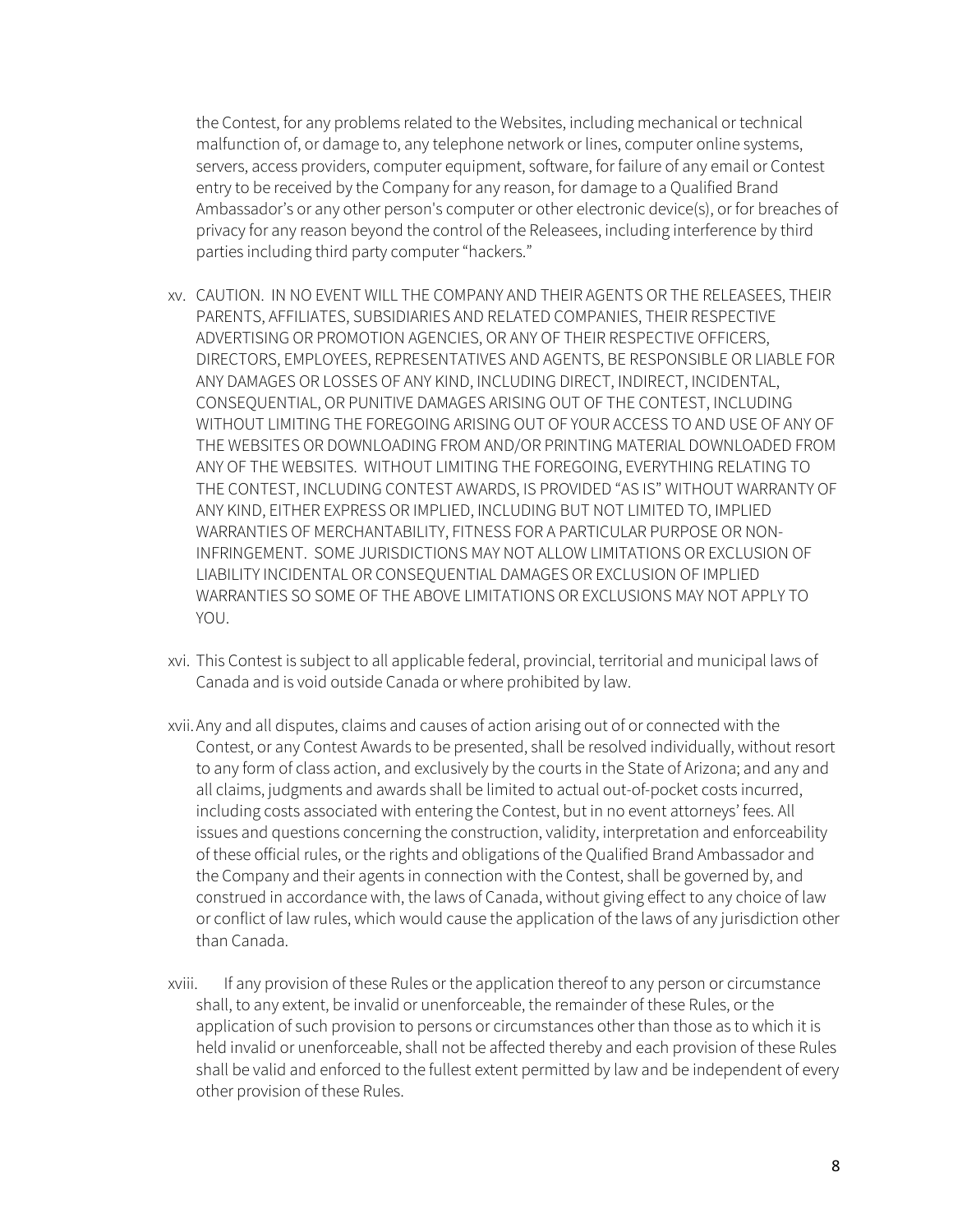the Contest, for any problems related to the Websites, including mechanical or technical malfunction of, or damage to, any telephone network or lines, computer online systems, servers, access providers, computer equipment, software, for failure of any email or Contest entry to be received by the Company for any reason, for damage to a Qualified Brand Ambassador's or any other person's computer or other electronic device(s), or for breaches of privacy for any reason beyond the control of the Releasees, including interference by third parties including third party computer "hackers."

xv. CAUTION. IN NO EVENT WILL THE COMPANY AND THEIR AGENTS OR THE RELEASEES, THEIR PARENTS, AFFILIATES, SUBSIDIARIES AND RELATED COMPANIES, THEIR RESPECTIVE ADVERTISING OR PROMOTION AGENCIES, OR ANY OF THEIR RESPECTIVE OFFICERS, DIRECTORS, EMPLOYEES, REPRESENTATIVES AND AGENTS, BE RESPONSIBLE OR LIABLE FOR ANY DAMAGES OR LOSSES OF ANY KIND, INCLUDING DIRECT, INDIRECT, INCIDENTAL, CONSEQUENTIAL, OR PUNITIVE DAMAGES ARISING OUT OF THE CONTEST, INCLUDING WITHOUT LIMITING THE FOREGOING ARISING OUT OF YOUR ACCESS TO AND USE OF ANY OF THE WEBSITES OR DOWNLOADING FROM AND/OR PRINTING MATERIAL DOWNLOADED FROM ANY OF THE WEBSITES. WITHOUT LIMITING THE FOREGOING, EVERYTHING RELATING TO THE CONTEST, INCLUDING CONTEST AWARDS, IS PROVIDED "AS IS" WITHOUT WARRANTY OF ANY KIND, EITHER EXPRESS OR IMPLIED, INCLUDING BUT NOT LIMITED TO, IMPLIED WARRANTIES OF MERCHANTABILITY, FITNESS FOR A PARTICULAR PURPOSE OR NON-INFRINGEMENT. SOME JURISDICTIONS MAY NOT ALLOW LIMITATIONS OR EXCLUSION OF LIABILITY INCIDENTAL OR CONSEQUENTIAL DAMAGES OR EXCLUSION OF IMPLIED WARRANTIES SO SOME OF THE ABOVE LIMITATIONS OR EXCLUSIONS MAY NOT APPLY TO YOU.

xvi. This Contest is subject to all applicable federal, provincial, territorial and municipal laws of Canada and is void outside Canada or where prohibited by law.

xvii. Any and all disputes, claims and causes of action arising out of or connected with the Contest, or any Contest Awards to be presented, shall be resolved individually, without resort to any form of class action, and exclusively by the courts in the State of Arizona; and any and all claims, judgments and awards shall be limited to actual out-of-pocket costs incurred, including costs associated with entering the Contest, but in no event attorneys' fees. All issues and questions concerning the construction, validity, interpretation and enforceability of these official rules, or the rights and obligations of the Qualified Brand Ambassador and the Company and their agents in connection with the Contest, shall be governed by, and construed in accordance with, the laws of Canada, without giving effect to any choice of law or conflict of law rules, which would cause the application of the laws of any jurisdiction other than Canada.

xviii. If any provision of these Rules or the application thereof to any person or circumstance shall, to any extent, be invalid or unenforceable, the remainder of these Rules, or the application of such provision to persons or circumstances other than those as to which it is held invalid or unenforceable, shall not be affected thereby and each provision of these Rules shall be valid and enforced to the fullest extent permitted by law and be independent of every other provision of these Rules.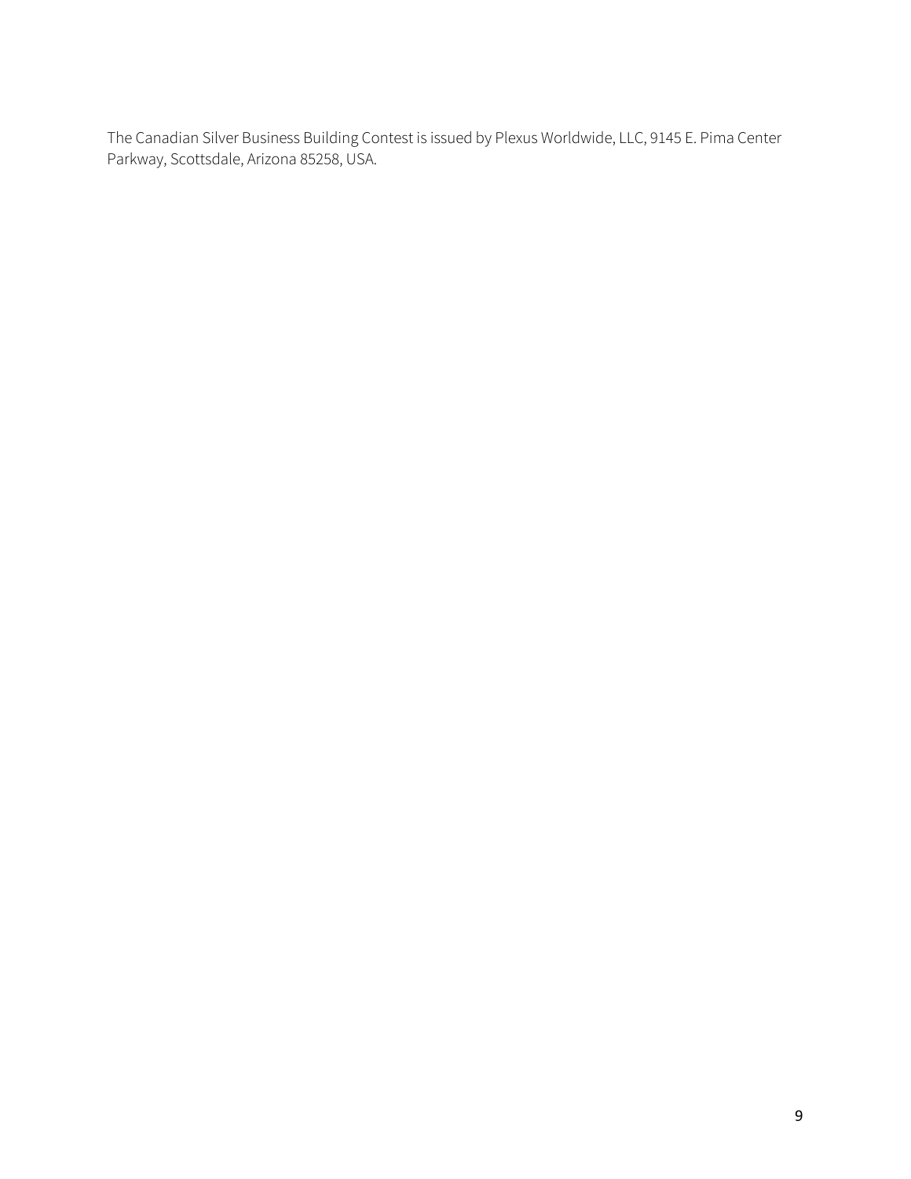The Canadian Silver Business Building Contest is issued by Plexus Worldwide, LLC, 9145 E. Pima Center Parkway, Scottsdale, Arizona 85258, USA.